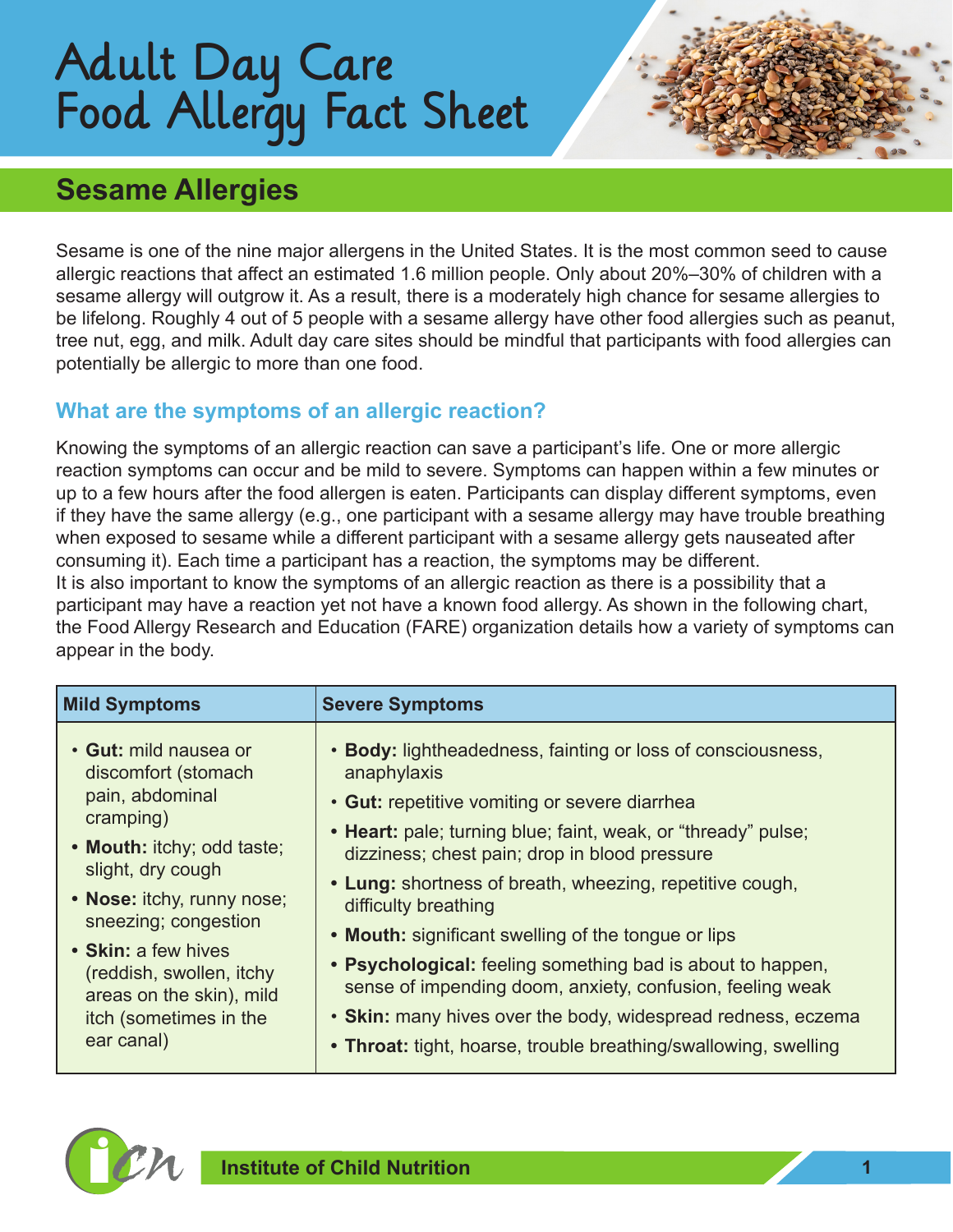# Adult Day Care Food Allergy Fact Sheet

## Sesame Allergies

Sesame is one of the nine major allergens in the United States. It is the most common seed to cause allergic reactions that affect an estimated 1.6 million people. Only about 20%–30% of children with a sesame allergy will outgrow it. As a result, there is a moderately high chance for sesame allergies to be lifelong. Roughly 4 out of 5 people with a sesame allergy have other food allergies such as peanut, tree nut, egg, and milk. Adult day care sites should be mindful that participants with food allergies can potentially be allergic to more than one food.

### What are the symptoms of an allergic reaction?

Knowing the symptoms of an allergic reaction can save a participant's life. One or more allergic reaction symptoms can occur and be mild to severe. Symptoms can happen within a few minutes or up to a few hours after the food allergen is eaten. Participants can display different symptoms, even if they have the same allergy (e.g., one participant with a sesame allergy may have trouble breathing when exposed to sesame while a different participant with a sesame allergy gets nauseated after consuming it). Each time a participant has a reaction, the symptoms may be different.
It is also important to know the symptoms of an allergic reaction as there is a possibility that a participant may have a reaction yet not have a known food allergy. As shown in the following chart, the Food Allergy Research and Education (FARE) organization details how a variety of symptoms can appear in the body.

| Mild Symptoms | Severe Symptoms |
| --- | --- |
| • **Gut:** mild nausea or discomfort (stomach pain, abdominal cramping)<br>• **Mouth:** itchy; odd taste; slight, dry cough<br>• **Nose:** itchy, runny nose; sneezing; congestion<br>• **Skin:** a few hives (reddish, swollen, itchy areas on the skin), mild itch (sometimes in the ear canal) | • **Body:** lightheadedness, fainting or loss of consciousness, anaphylaxis<br>• **Gut:** repetitive vomiting or severe diarrhea<br>• **Heart:** pale; turning blue; faint, weak, or "thready" pulse; dizziness; chest pain; drop in blood pressure<br>• **Lung:** shortness of breath, wheezing, repetitive cough, difficulty breathing<br>• **Mouth:** significant swelling of the tongue or lips<br>• **Psychological:** feeling something bad is about to happen, sense of impending doom, anxiety, confusion, feeling weak<br>• **Skin:** many hives over the body, widespread redness, eczema<br>• **Throat:** tight, hoarse, trouble breathing/swallowing, swelling |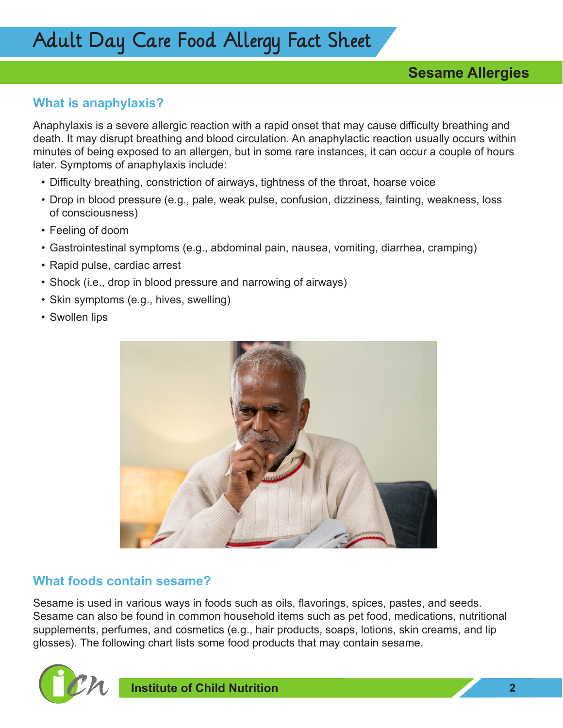# Adult Day Care Food Allergy Fact Sheet

## Sesame Allergies

### What is anaphylaxis?

Anaphylaxis is a severe allergic reaction with a rapid onset that may cause difficulty breathing and death. It may disrupt breathing and blood circulation. An anaphylactic reaction usually occurs within minutes of being exposed to an allergen, but in some rare instances, it can occur a couple of hours later. Symptoms of anaphylaxis include:

- Difficulty breathing, constriction of airways, tightness of the throat, hoarse voice
- Drop in blood pressure (e.g., pale, weak pulse, confusion, dizziness, fainting, weakness, loss of consciousness)
- Feeling of doom
- Gastrointestinal symptoms (e.g., abdominal pain, nausea, vomiting, diarrhea, cramping)
- Rapid pulse, cardiac arrest
- Shock (i.e., drop in blood pressure and narrowing of airways)
- Skin symptoms (e.g., hives, swelling)
- Swollen lips

### What foods contain sesame?

Sesame is used in various ways in foods such as oils, flavorings, spices, pastes, and seeds. Sesame can also be found in common household items such as pet food, medications, nutritional supplements, perfumes, and cosmetics (e.g., hair products, soaps, lotions, skin creams, and lip glosses). The following chart lists some food products that may contain sesame.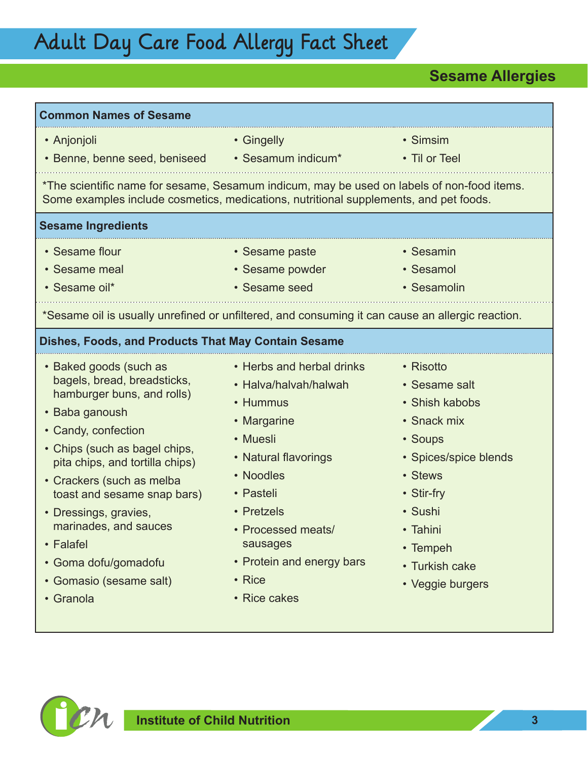# Adult Day Care Food Allergy Fact Sheet

## Sesame Allergies

### Common Names of Sesame

- Anjonjoli
- Benne, benne seed, beniseed
- Gingelly
- Sesamum indicum*
- Simsim
- Til or Teel

*The scientific name for sesame, Sesamum indicum, may be used on labels of non-food items. Some examples include cosmetics, medications, nutritional supplements, and pet foods.

### Sesame Ingredients

- Sesame flour
- Sesame meal
- Sesame oil*
- Sesame paste
- Sesame powder
- Sesame seed
- Sesamin
- Sesamol
- Sesamolin

*Sesame oil is usually unrefined or unfiltered, and consuming it can cause an allergic reaction.

### Dishes, Foods, and Products That May Contain Sesame

- Baked goods (such as bagels, bread, breadsticks, hamburger buns, and rolls)
- Baba ganoush
- Candy, confection
- Chips (such as bagel chips, pita chips, and tortilla chips)
- Crackers (such as melba toast and sesame snap bars)
- Dressings, gravies, marinades, and sauces
- Falafel
- Goma dofu/gomadofu
- Gomasio (sesame salt)
- Granola
- Herbs and herbal drinks
- Halva/halvah/halwah
- Hummus
- Margarine
- Muesli
- Natural flavorings
- Noodles
- Pasteli
- Pretzels
- Processed meats/sausages
- Protein and energy bars
- Rice
- Rice cakes
- Risotto
- Sesame salt
- Shish kabobs
- Snack mix
- Soups
- Spices/spice blends
- Stews
- Stir-fry
- Sushi
- Tahini
- Tempeh
- Turkish cake
- Veggie burgers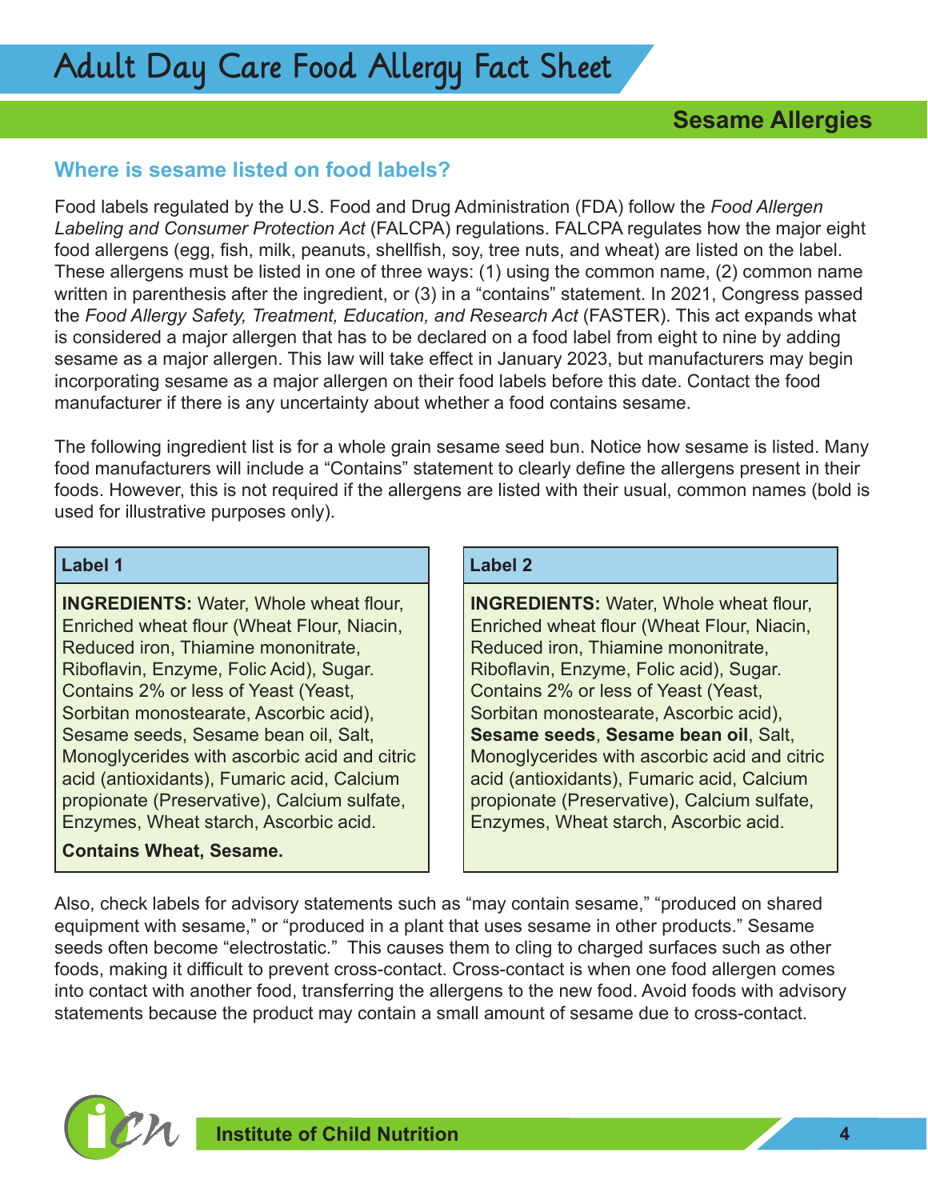# Adult Day Care Food Allergy Fact Sheet

## Sesame Allergies

### Where is sesame listed on food labels?

Food labels regulated by the U.S. Food and Drug Administration (FDA) follow the *Food Allergen Labeling and Consumer Protection Act* (FALCPA) regulations. FALCPA regulates how the major eight food allergens (egg, fish, milk, peanuts, shellfish, soy, tree nuts, and wheat) are listed on the label. These allergens must be listed in one of three ways: (1) using the common name, (2) common name written in parenthesis after the ingredient, or (3) in a “contains” statement. In 2021, Congress passed the *Food Allergy Safety, Treatment, Education, and Research Act* (FASTER). This act expands what is considered a major allergen that has to be declared on a food label from eight to nine by adding sesame as a major allergen. This law will take effect in January 2023, but manufacturers may begin incorporating sesame as a major allergen on their food labels before this date. Contact the food manufacturer if there is any uncertainty about whether a food contains sesame.

The following ingredient list is for a whole grain sesame seed bun. Notice how sesame is listed. Many food manufacturers will include a “Contains” statement to clearly define the allergens present in their foods. However, this is not required if the allergens are listed with their usual, common names (bold is used for illustrative purposes only).

| Label 1 | Label 2 |
| --- | --- |
| **INGREDIENTS:** Water, Whole wheat flour, Enriched wheat flour (Wheat Flour, Niacin, Reduced iron, Thiamine mononitrate, Riboflavin, Enzyme, Folic Acid), Sugar. Contains 2% or less of Yeast (Yeast, Sorbitan monostearate, Ascorbic acid), Sesame seeds, Sesame bean oil, Salt, Monoglycerides with ascorbic acid and citric acid (antioxidants), Fumaric acid, Calcium propionate (Preservative), Calcium sulfate, Enzymes, Wheat starch, Ascorbic acid. **Contains Wheat, Sesame.** | **INGREDIENTS:** Water, Whole wheat flour, Enriched wheat flour (Wheat Flour, Niacin, Reduced iron, Thiamine mononitrate, Riboflavin, Enzyme, Folic acid), Sugar. Contains 2% or less of Yeast (Yeast, Sorbitan monostearate, Ascorbic acid), **Sesame seeds**, **Sesame bean oil**, Salt, Monoglycerides with ascorbic acid and citric acid (antioxidants), Fumaric acid, Calcium propionate (Preservative), Calcium sulfate, Enzymes, Wheat starch, Ascorbic acid. |

Also, check labels for advisory statements such as “may contain sesame,” “produced on shared equipment with sesame,” or “produced in a plant that uses sesame in other products.” Sesame seeds often become “electrostatic.” This causes them to cling to charged surfaces such as other foods, making it difficult to prevent cross-contact. Cross-contact is when one food allergen comes into contact with another food, transferring the allergens to the new food. Avoid foods with advisory statements because the product may contain a small amount of sesame due to cross-contact.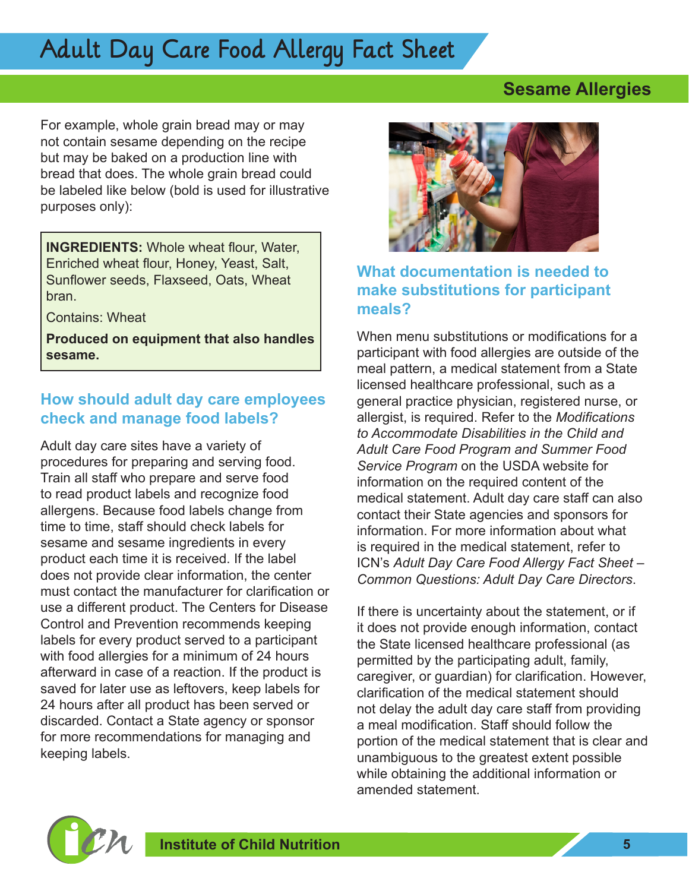# Adult Day Care Food Allergy Fact Sheet

## Sesame Allergies

For example, whole grain bread may or may not contain sesame depending on the recipe but may be baked on a production line with bread that does. The whole grain bread could be labeled like below (bold is used for illustrative purposes only):

> **INGREDIENTS:** Whole wheat flour, Water, Enriched wheat flour, Honey, Yeast, Salt, Sunflower seeds, Flaxseed, Oats, Wheat bran.
>
> Contains: Wheat
>
> **Produced on equipment that also handles sesame.**

### How should adult day care employees check and manage food labels?

Adult day care sites have a variety of procedures for preparing and serving food. Train all staff who prepare and serve food to read product labels and recognize food allergens. Because food labels change from time to time, staff should check labels for sesame and sesame ingredients in every product each time it is received. If the label does not provide clear information, the center must contact the manufacturer for clarification or use a different product. The Centers for Disease Control and Prevention recommends keeping labels for every product served to a participant with food allergies for a minimum of 24 hours afterward in case of a reaction. If the product is saved for later use as leftovers, keep labels for 24 hours after all product has been served or discarded. Contact a State agency or sponsor for more recommendations for managing and keeping labels.

### What documentation is needed to make substitutions for participant meals?

When menu substitutions or modifications for a participant with food allergies are outside of the meal pattern, a medical statement from a State licensed healthcare professional, such as a general practice physician, registered nurse, or allergist, is required. Refer to the *Modifications to Accommodate Disabilities in the Child and Adult Care Food Program and Summer Food Service Program* on the USDA website for information on the required content of the medical statement. Adult day care staff can also contact their State agencies and sponsors for information. For more information about what is required in the medical statement, refer to ICN's *Adult Day Care Food Allergy Fact Sheet – Common Questions: Adult Day Care Directors*.

If there is uncertainty about the statement, or if it does not provide enough information, contact the State licensed healthcare professional (as permitted by the participating adult, family, caregiver, or guardian) for clarification. However, clarification of the medical statement should not delay the adult day care staff from providing a meal modification. Staff should follow the portion of the medical statement that is clear and unambiguous to the greatest extent possible while obtaining the additional information or amended statement.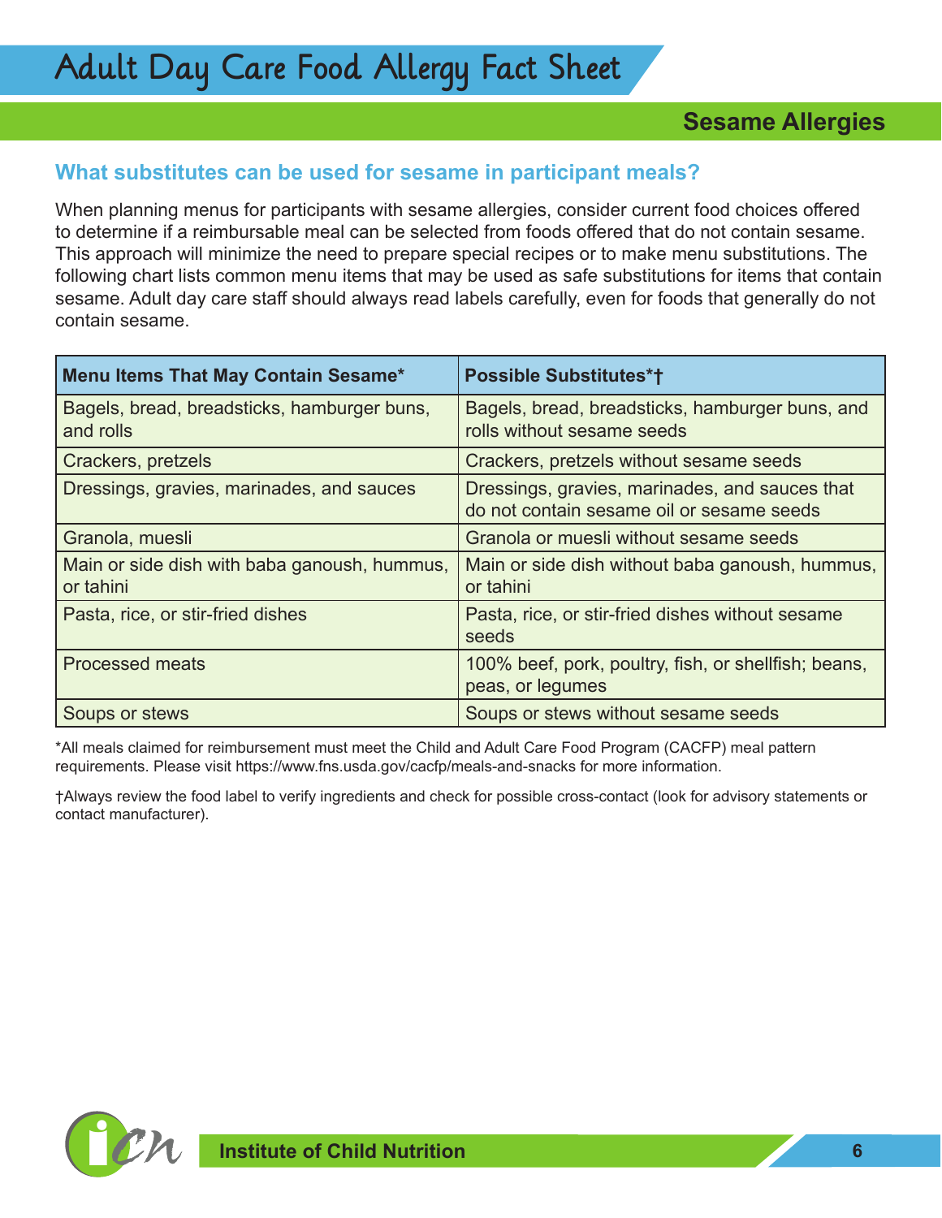# Adult Day Care Food Allergy Fact Sheet

## Sesame Allergies

### What substitutes can be used for sesame in participant meals?

When planning menus for participants with sesame allergies, consider current food choices offered to determine if a reimbursable meal can be selected from foods offered that do not contain sesame. This approach will minimize the need to prepare special recipes or to make menu substitutions. The following chart lists common menu items that may be used as safe substitutions for items that contain sesame. Adult day care staff should always read labels carefully, even for foods that generally do not contain sesame.

| Menu Items That May Contain Sesame* | Possible Substitutes*† |
|---|---|
| Bagels, bread, breadsticks, hamburger buns, and rolls | Bagels, bread, breadsticks, hamburger buns, and rolls without sesame seeds |
| Crackers, pretzels | Crackers, pretzels without sesame seeds |
| Dressings, gravies, marinades, and sauces | Dressings, gravies, marinades, and sauces that do not contain sesame oil or sesame seeds |
| Granola, muesli | Granola or muesli without sesame seeds |
| Main or side dish with baba ganoush, hummus, or tahini | Main or side dish without baba ganoush, hummus, or tahini |
| Pasta, rice, or stir-fried dishes | Pasta, rice, or stir-fried dishes without sesame seeds |
| Processed meats | 100% beef, pork, poultry, fish, or shellfish; beans, peas, or legumes |
| Soups or stews | Soups or stews without sesame seeds |

*All meals claimed for reimbursement must meet the Child and Adult Care Food Program (CACFP) meal pattern requirements. Please visit https://www.fns.usda.gov/cacfp/meals-and-snacks for more information.

†Always review the food label to verify ingredients and check for possible cross-contact (look for advisory statements or contact manufacturer).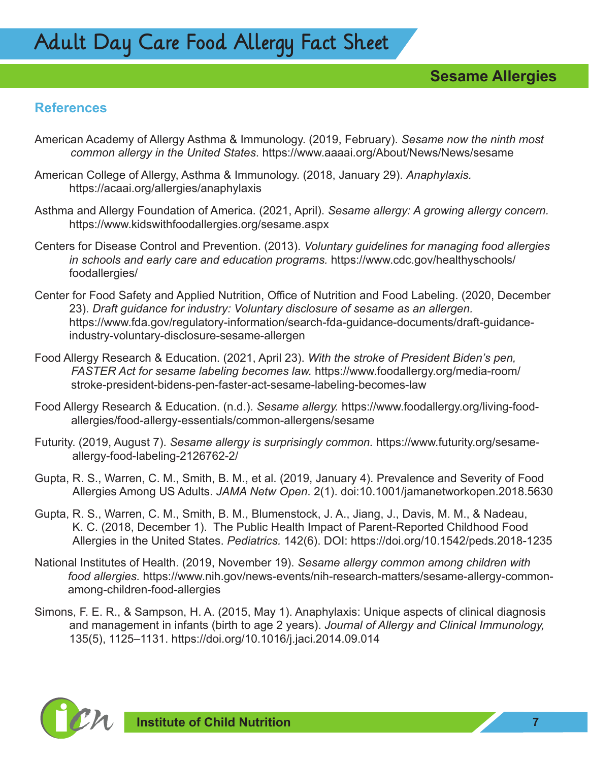## References

American Academy of Allergy Asthma & Immunology. (2019, February). *Sesame now the ninth most common allergy in the United States*. https://www.aaaai.org/About/News/News/sesame

American College of Allergy, Asthma & Immunology. (2018, January 29). *Anaphylaxis.* https://acaai.org/allergies/anaphylaxis

Asthma and Allergy Foundation of America. (2021, April). *Sesame allergy: A growing allergy concern.* https://www.kidswithfoodallergies.org/sesame.aspx

Centers for Disease Control and Prevention. (2013). *Voluntary guidelines for managing food allergies in schools and early care and education programs.* https://www.cdc.gov/healthyschools/foodallergies/

Center for Food Safety and Applied Nutrition, Office of Nutrition and Food Labeling. (2020, December 23). *Draft guidance for industry: Voluntary disclosure of sesame as an allergen.* https://www.fda.gov/regulatory-information/search-fda-guidance-documents/draft-guidance-industry-voluntary-disclosure-sesame-allergen

Food Allergy Research & Education. (2021, April 23). *With the stroke of President Biden's pen, FASTER Act for sesame labeling becomes law.* https://www.foodallergy.org/media-room/stroke-president-bidens-pen-faster-act-sesame-labeling-becomes-law

Food Allergy Research & Education. (n.d.). *Sesame allergy.* https://www.foodallergy.org/living-food-allergies/food-allergy-essentials/common-allergens/sesame

Futurity. (2019, August 7). *Sesame allergy is surprisingly common.* https://www.futurity.org/sesame-allergy-food-labeling-2126762-2/

Gupta, R. S., Warren, C. M., Smith, B. M., et al. (2019, January 4). Prevalence and Severity of Food Allergies Among US Adults. *JAMA Netw Open*. 2(1). doi:10.1001/jamanetworkopen.2018.5630

Gupta, R. S., Warren, C. M., Smith, B. M., Blumenstock, J. A., Jiang, J., Davis, M. M., & Nadeau, K. C. (2018, December 1). The Public Health Impact of Parent-Reported Childhood Food Allergies in the United States. *Pediatrics.* 142(6). DOI: https://doi.org/10.1542/peds.2018-1235

National Institutes of Health. (2019, November 19). *Sesame allergy common among children with food allergies.* https://www.nih.gov/news-events/nih-research-matters/sesame-allergy-common-among-children-food-allergies

Simons, F. E. R., & Sampson, H. A. (2015, May 1). Anaphylaxis: Unique aspects of clinical diagnosis and management in infants (birth to age 2 years). *Journal of Allergy and Clinical Immunology,* 135(5), 1125–1131. https://doi.org/10.1016/j.jaci.2014.09.014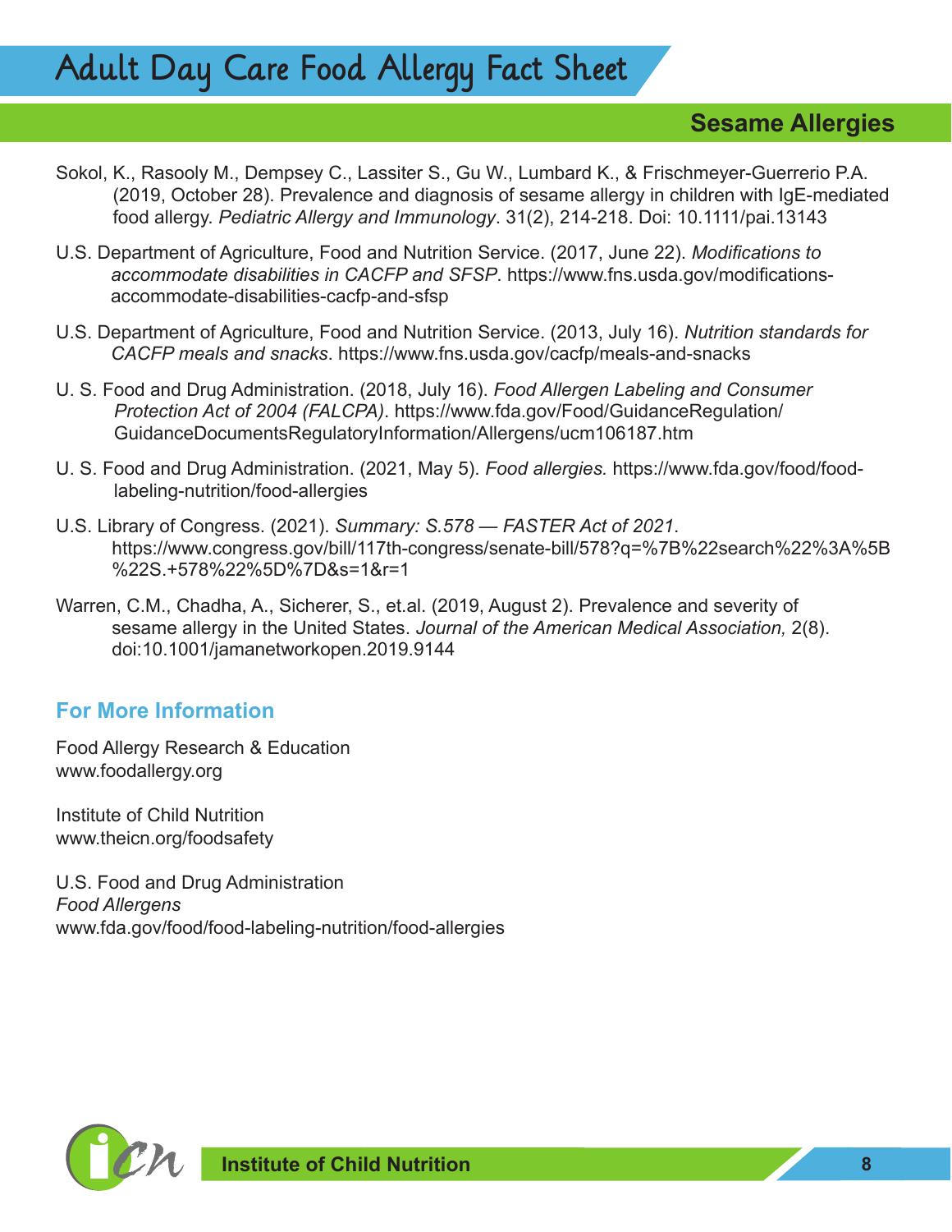Sokol, K., Rasooly M., Dempsey C., Lassiter S., Gu W., Lumbard K., & Frischmeyer-Guerrerio P.A. (2019, October 28). Prevalence and diagnosis of sesame allergy in children with IgE-mediated food allergy. *Pediatric Allergy and Immunology*. 31(2), 214-218. Doi: 10.1111/pai.13143

U.S. Department of Agriculture, Food and Nutrition Service. (2017, June 22). *Modifications to accommodate disabilities in CACFP and SFSP*. https://www.fns.usda.gov/modifications-accommodate-disabilities-cacfp-and-sfsp

U.S. Department of Agriculture, Food and Nutrition Service. (2013, July 16). *Nutrition standards for CACFP meals and snacks*. https://www.fns.usda.gov/cacfp/meals-and-snacks

U. S. Food and Drug Administration. (2018, July 16). *Food Allergen Labeling and Consumer Protection Act of 2004 (FALCPA)*. https://www.fda.gov/Food/GuidanceRegulation/GuidanceDocumentsRegulatoryInformation/Allergens/ucm106187.htm

U. S. Food and Drug Administration. (2021, May 5). *Food allergies.* https://www.fda.gov/food/food-labeling-nutrition/food-allergies

U.S. Library of Congress. (2021). *Summary: S.578 — FASTER Act of 2021*. https://www.congress.gov/bill/117th-congress/senate-bill/578?q=%7B%22search%22%3A%5B%22S.+578%22%5D%7D&s=1&r=1

Warren, C.M., Chadha, A., Sicherer, S., et.al. (2019, August 2). Prevalence and severity of sesame allergy in the United States. *Journal of the American Medical Association,* 2(8). doi:10.1001/jamanetworkopen.2019.9144

## For More Information

Food Allergy Research & Education
www.foodallergy.org

Institute of Child Nutrition
www.theicn.org/foodsafety

U.S. Food and Drug Administration
*Food Allergens*
www.fda.gov/food/food-labeling-nutrition/food-allergies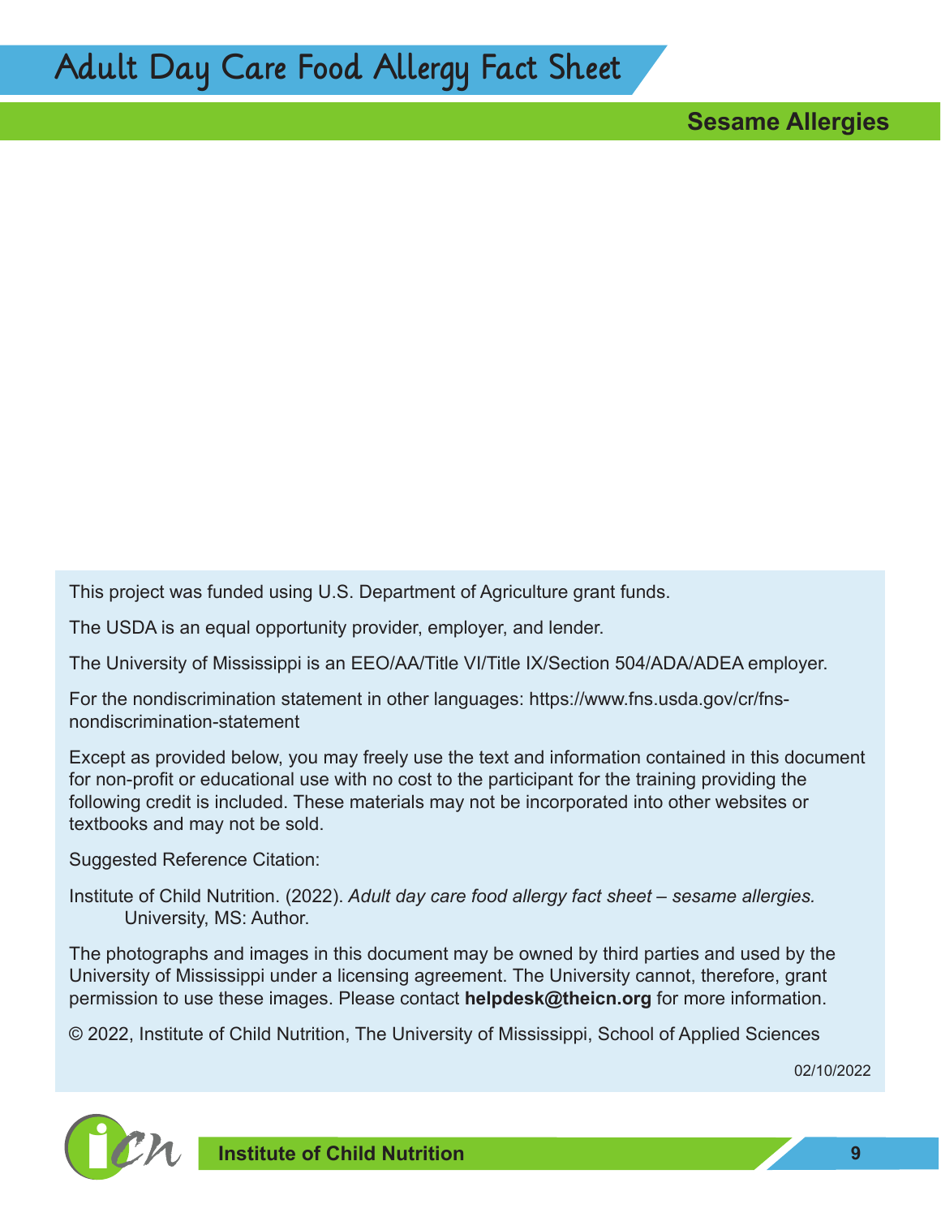# Adult Day Care Food Allergy Fact Sheet

## Sesame Allergies

This project was funded using U.S. Department of Agriculture grant funds.

The USDA is an equal opportunity provider, employer, and lender.

The University of Mississippi is an EEO/AA/Title VI/Title IX/Section 504/ADA/ADEA employer.

For the nondiscrimination statement in other languages: https://www.fns.usda.gov/cr/fns-nondiscrimination-statement

Except as provided below, you may freely use the text and information contained in this document for non-profit or educational use with no cost to the participant for the training providing the following credit is included. These materials may not be incorporated into other websites or textbooks and may not be sold.

Suggested Reference Citation:

Institute of Child Nutrition. (2022). *Adult day care food allergy fact sheet – sesame allergies.* University, MS: Author.

The photographs and images in this document may be owned by third parties and used by the University of Mississippi under a licensing agreement. The University cannot, therefore, grant permission to use these images. Please contact **helpdesk@theicn.org** for more information.

© 2022, Institute of Child Nutrition, The University of Mississippi, School of Applied Sciences

02/10/2022